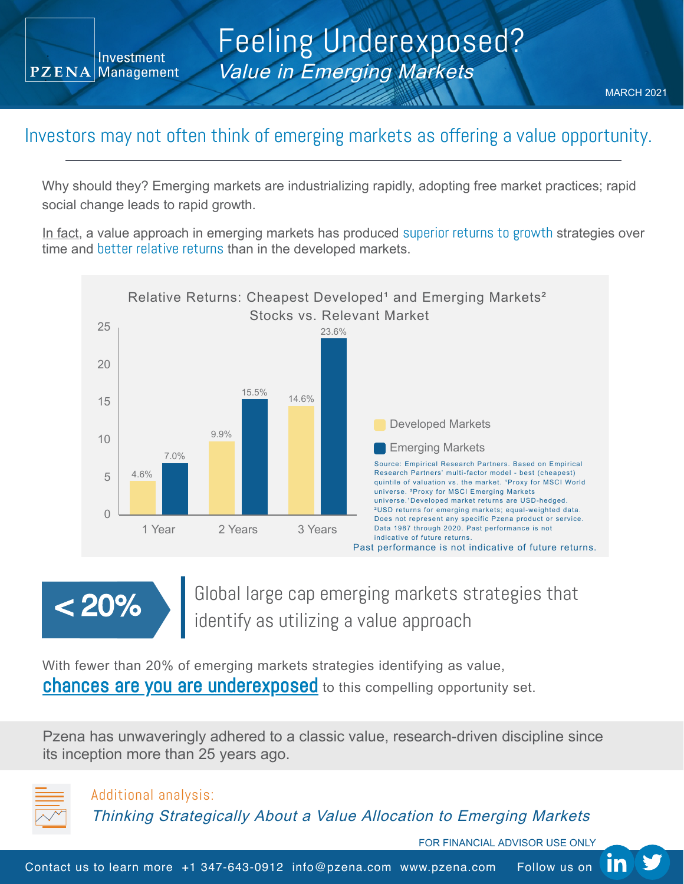PZENA Investment Management

# Feeling Underexposed?

## *Value in Emerging Markets*

MARCH 2021

## Investors may not often think of emerging markets as offering a value opportunity.

Why should they? Emerging markets are industrializing rapidly, adopting free market practices; rapid social change leads to rapid growth.

In fact, a value approach in emerging markets has produced superior returns to growth strategies over time and better relative returns than in the developed markets.

**Relative Returns: Cheapest Developed[1] and Emerging Markets[2] Stocks vs. Relevant Market**

| | Developed Markets | Emerging Markets |
|---|---|---|
| 1 Year | 4.6% | 7.0% |
| 2 Years | 9.9% | 15.5% |
| 3 Years | 14.6% | 23.6% |

Source: Empirical Research Partners. Based on Empirical Research Partners' multi-factor model - best (cheapest) quintile of valuation vs. the market. [1]Proxy for MSCI World universe. [2]Proxy for MSCI Emerging Markets universe. [1]Developed market returns are USD-hedged. [2]USD returns for emerging markets; equal-weighted data. Does not represent any specific Pzena product or service. Data 1987 through 2020. Past performance is not indicative of future returns.

Past performance is not indicative of future returns.

**< 20%** Global large cap emerging markets strategies that identify as utilizing a value approach

With fewer than 20% of emerging markets strategies identifying as value, chances are you are underexposed to this compelling opportunity set.

Pzena has unwaveringly adhered to a classic value, research-driven discipline since its inception more than 25 years ago.

Additional analysis:
*Thinking Strategically About a Value Allocation to Emerging Markets*

FOR FINANCIAL ADVISOR USE ONLY

Contact us to learn more +1 347-643-0912 info@pzena.com www.pzena.com Follow us on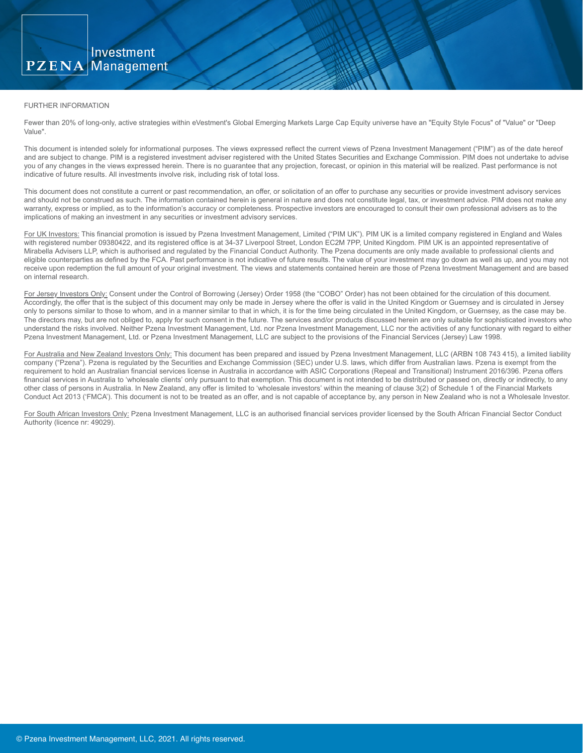FURTHER INFORMATION

Fewer than 20% of long-only, active strategies within eVestment's Global Emerging Markets Large Cap Equity universe have an "Equity Style Focus" of "Value" or "Deep Value".

This document is intended solely for informational purposes. The views expressed reflect the current views of Pzena Investment Management ("PIM") as of the date hereof and are subject to change. PIM is a registered investment adviser registered with the United States Securities and Exchange Commission. PIM does not undertake to advise you of any changes in the views expressed herein. There is no guarantee that any projection, forecast, or opinion in this material will be realized. Past performance is not indicative of future results. All investments involve risk, including risk of total loss.

This document does not constitute a current or past recommendation, an offer, or solicitation of an offer to purchase any securities or provide investment advisory services and should not be construed as such. The information contained herein is general in nature and does not constitute legal, tax, or investment advice. PIM does not make any warranty, express or implied, as to the information's accuracy or completeness. Prospective investors are encouraged to consult their own professional advisers as to the implications of making an investment in any securities or investment advisory services.

For UK Investors: This financial promotion is issued by Pzena Investment Management, Limited ("PIM UK"). PIM UK is a limited company registered in England and Wales with registered number 09380422, and its registered office is at 34-37 Liverpool Street, London EC2M 7PP, United Kingdom. PIM UK is an appointed representative of Mirabella Advisers LLP, which is authorised and regulated by the Financial Conduct Authority. The Pzena documents are only made available to professional clients and eligible counterparties as defined by the FCA. Past performance is not indicative of future results. The value of your investment may go down as well as up, and you may not receive upon redemption the full amount of your original investment. The views and statements contained herein are those of Pzena Investment Management and are based on internal research.

For Jersey Investors Only: Consent under the Control of Borrowing (Jersey) Order 1958 (the "COBO" Order) has not been obtained for the circulation of this document. Accordingly, the offer that is the subject of this document may only be made in Jersey where the offer is valid in the United Kingdom or Guernsey and is circulated in Jersey only to persons similar to those to whom, and in a manner similar to that in which, it is for the time being circulated in the United Kingdom, or Guernsey, as the case may be. The directors may, but are not obliged to, apply for such consent in the future. The services and/or products discussed herein are only suitable for sophisticated investors who understand the risks involved. Neither Pzena Investment Management, Ltd. nor Pzena Investment Management, LLC nor the activities of any functionary with regard to either Pzena Investment Management, Ltd. or Pzena Investment Management, LLC are subject to the provisions of the Financial Services (Jersey) Law 1998.

For Australia and New Zealand Investors Only: This document has been prepared and issued by Pzena Investment Management, LLC (ARBN 108 743 415), a limited liability company ("Pzena"). Pzena is regulated by the Securities and Exchange Commission (SEC) under U.S. laws, which differ from Australian laws. Pzena is exempt from the requirement to hold an Australian financial services license in Australia in accordance with ASIC Corporations (Repeal and Transitional) Instrument 2016/396. Pzena offers financial services in Australia to 'wholesale clients' only pursuant to that exemption. This document is not intended to be distributed or passed on, directly or indirectly, to any other class of persons in Australia. In New Zealand, any offer is limited to 'wholesale investors' within the meaning of clause 3(2) of Schedule 1 of the Financial Markets Conduct Act 2013 ('FMCA'). This document is not to be treated as an offer, and is not capable of acceptance by, any person in New Zealand who is not a Wholesale Investor.

For South African Investors Only: Pzena Investment Management, LLC is an authorised financial services provider licensed by the South African Financial Sector Conduct Authority (licence nr: 49029).

© Pzena Investment Management, LLC, 2021. All rights reserved.